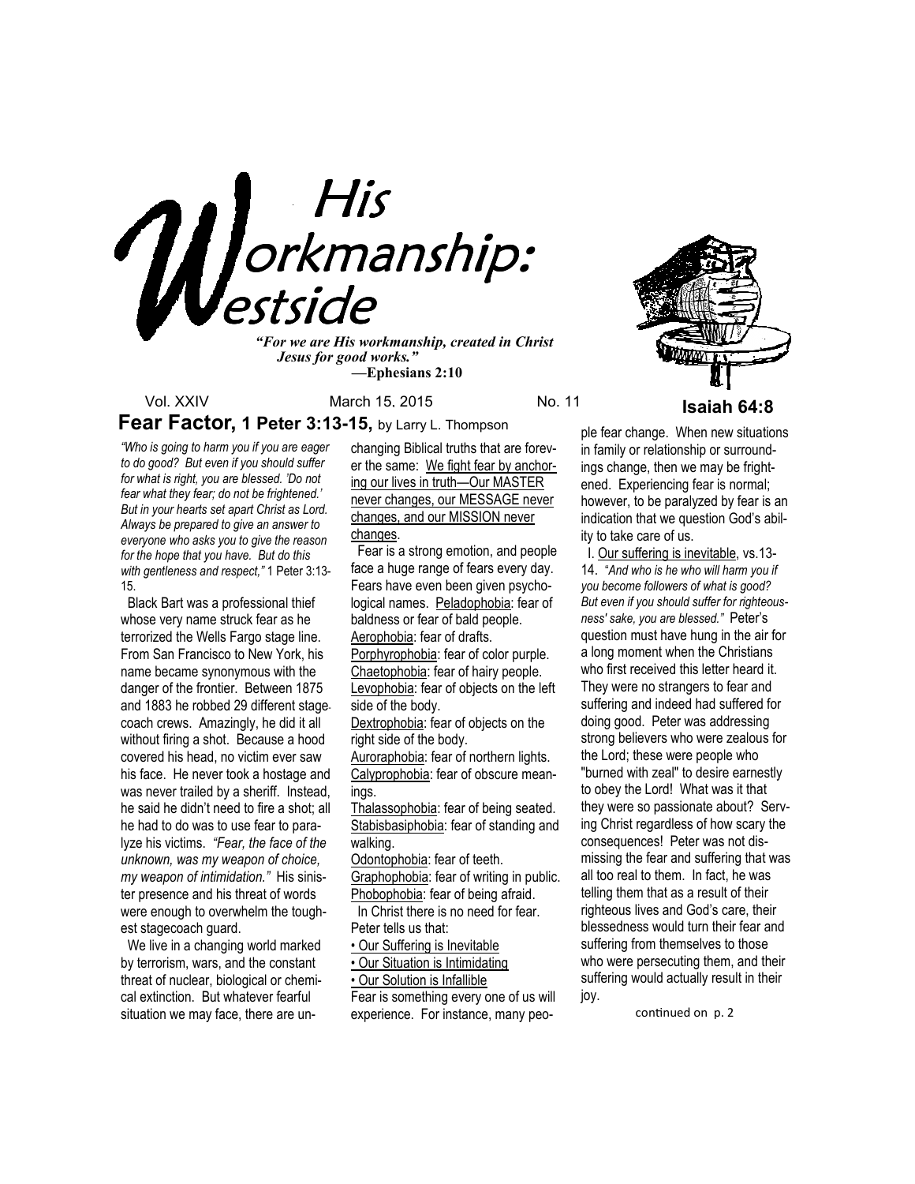# His Workmanship: Westside

***"For we are His workmanship, created in Christ Jesus for good works."***
**—Ephesians 2:10**

**Isaiah 64:8**

Vol. XXIV March 15, 2015 No. 11

## Fear Factor, 1 Peter 3:13-15, by Larry L. Thompson

*"Who is going to harm you if you are eager to do good? But even if you should suffer for what is right, you are blessed. 'Do not fear what they fear; do not be frightened.' But in your hearts set apart Christ as Lord. Always be prepared to give an answer to everyone who asks you to give the reason for the hope that you have. But do this with gentleness and respect,"* 1 Peter 3:13-15.

Black Bart was a professional thief whose very name struck fear as he terrorized the Wells Fargo stage line. From San Francisco to New York, his name became synonymous with the danger of the frontier. Between 1875 and 1883 he robbed 29 different stagecoach crews. Amazingly, he did it all without firing a shot. Because a hood covered his head, no victim ever saw his face. He never took a hostage and was never trailed by a sheriff. Instead, he said he didn't need to fire a shot; all he had to do was to use fear to paralyze his victims. *"Fear, the face of the unknown, was my weapon of choice, my weapon of intimidation."* His sinister presence and his threat of words were enough to overwhelm the toughest stagecoach guard.

We live in a changing world marked by terrorism, wars, and the constant threat of nuclear, biological or chemical extinction. But whatever fearful situation we may face, there are unchanging Biblical truths that are forever the same: We fight fear by anchoring our lives in truth—Our MASTER never changes, our MESSAGE never changes, and our MISSION never changes.

Fear is a strong emotion, and people face a huge range of fears every day. Fears have even been given psychological names. Peladophobia: fear of baldness or fear of bald people.
Aerophobia: fear of drafts.
Porphyrophobia: fear of color purple.
Chaetophobia: fear of hairy people.
Levophobia: fear of objects on the left side of the body.
Dextrophobia: fear of objects on the right side of the body.
Auroraphobia: fear of northern lights.
Calyprophobia: fear of obscure meanings.
Thalassophobia: fear of being seated.
Stabisbasiphobia: fear of standing and walking.
Odontophobia: fear of teeth.
Graphophobia: fear of writing in public.
Phobophobia: fear of being afraid.

In Christ there is no need for fear. Peter tells us that:

- Our Suffering is Inevitable
- Our Situation is Intimidating
- Our Solution is Infallible

Fear is something every one of us will experience. For instance, many people fear change. When new situations in family or relationship or surroundings change, then we may be frightened. Experiencing fear is normal; however, to be paralyzed by fear is an indication that we question God's ability to take care of us.

I. Our suffering is inevitable, vs.13-14. *"And who is he who will harm you if you become followers of what is good? But even if you should suffer for righteousness' sake, you are blessed."* Peter's question must have hung in the air for a long moment when the Christians who first received this letter heard it. They were no strangers to fear and suffering and indeed had suffered for doing good. Peter was addressing strong believers who were zealous for the Lord; these were people who "burned with zeal" to desire earnestly to obey the Lord! What was it that they were so passionate about? Serving Christ regardless of how scary the consequences! Peter was not dismissing the fear and suffering that was all too real to them. In fact, he was telling them that as a result of their righteous lives and God's care, their blessedness would turn their fear and suffering from themselves to those who were persecuting them, and their suffering would actually result in their joy.

continued on p. 2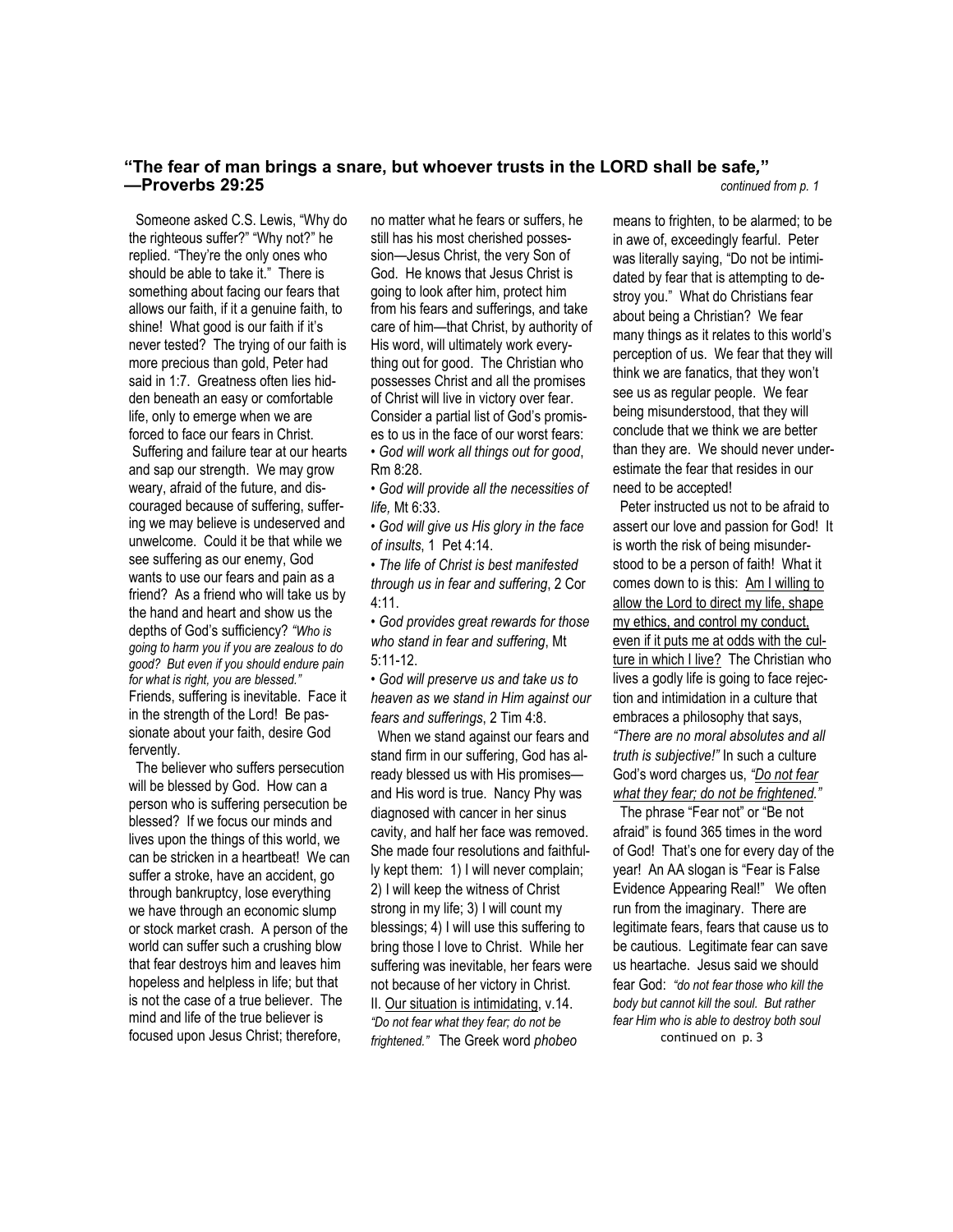## "The fear of man brings a snare, but whoever trusts in the LORD shall be safe," —Proverbs 29:25

*continued from p. 1*

Someone asked C.S. Lewis, "Why do the righteous suffer?" "Why not?" he replied. "They're the only ones who should be able to take it." There is something about facing our fears that allows our faith, if it a genuine faith, to shine! What good is our faith if it's never tested? The trying of our faith is more precious than gold, Peter had said in 1:7. Greatness often lies hidden beneath an easy or comfortable life, only to emerge when we are forced to face our fears in Christ.

Suffering and failure tear at our hearts and sap our strength. We may grow weary, afraid of the future, and discouraged because of suffering, suffering we may believe is undeserved and unwelcome. Could it be that while we see suffering as our enemy, God wants to use our fears and pain as a friend? As a friend who will take us by the hand and heart and show us the depths of God's sufficiency? *"Who is going to harm you if you are zealous to do good? But even if you should endure pain for what is right, you are blessed."* Friends, suffering is inevitable. Face it in the strength of the Lord! Be passionate about your faith, desire God fervently.

The believer who suffers persecution will be blessed by God. How can a person who is suffering persecution be blessed? If we focus our minds and lives upon the things of this world, we can be stricken in a heartbeat! We can suffer a stroke, have an accident, go through bankruptcy, lose everything we have through an economic slump or stock market crash. A person of the world can suffer such a crushing blow that fear destroys him and leaves him hopeless and helpless in life; but that is not the case of a true believer. The mind and life of the true believer is focused upon Jesus Christ; therefore, no matter what he fears or suffers, he still has his most cherished possession—Jesus Christ, the very Son of God. He knows that Jesus Christ is going to look after him, protect him from his fears and sufferings, and take care of him—that Christ, by authority of His word, will ultimately work everything out for good. The Christian who possesses Christ and all the promises of Christ will live in victory over fear. Consider a partial list of God's promises to us in the face of our worst fears:

- *God will work all things out for good*, Rm 8:28.
- *God will provide all the necessities of life,* Mt 6:33.
- *God will give us His glory in the face of insults*, 1 Pet 4:14.
- *The life of Christ is best manifested through us in fear and suffering*, 2 Cor 4:11.
- *God provides great rewards for those who stand in fear and suffering*, Mt 5:11-12.
- *God will preserve us and take us to heaven as we stand in Him against our fears and sufferings*, 2 Tim 4:8.

When we stand against our fears and stand firm in our suffering, God has already blessed us with His promises—and His word is true. Nancy Phy was diagnosed with cancer in her sinus cavity, and half her face was removed. She made four resolutions and faithfully kept them: 1) I will never complain; 2) I will keep the witness of Christ strong in my life; 3) I will count my blessings; 4) I will use this suffering to bring those I love to Christ. While her suffering was inevitable, her fears were not because of her victory in Christ.

II. Our situation is intimidating, v.14. *"Do not fear what they fear; do not be frightened."* The Greek word *phobeo* means to frighten, to be alarmed; to be in awe of, exceedingly fearful. Peter was literally saying, "Do not be intimidated by fear that is attempting to destroy you." What do Christians fear about being a Christian? We fear many things as it relates to this world's perception of us. We fear that they will think we are fanatics, that they won't see us as regular people. We fear being misunderstood, that they will conclude that we think we are better than they are. We should never underestimate the fear that resides in our need to be accepted!

Peter instructed us not to be afraid to assert our love and passion for God! It is worth the risk of being misunderstood to be a person of faith! What it comes down to is this: Am I willing to allow the Lord to direct my life, shape my ethics, and control my conduct, even if it puts me at odds with the culture in which I live? The Christian who lives a godly life is going to face rejection and intimidation in a culture that embraces a philosophy that says, *"There are no moral absolutes and all truth is subjective!"* In such a culture God's word charges us, *"Do not fear what they fear; do not be frightened."*

The phrase "Fear not" or "Be not afraid" is found 365 times in the word of God! That's one for every day of the year! An AA slogan is "Fear is False Evidence Appearing Real!" We often run from the imaginary. There are legitimate fears, fears that cause us to be cautious. Legitimate fear can save us heartache. Jesus said we should fear God: *"do not fear those who kill the body but cannot kill the soul. But rather fear Him who is able to destroy both soul*

continued on p. 3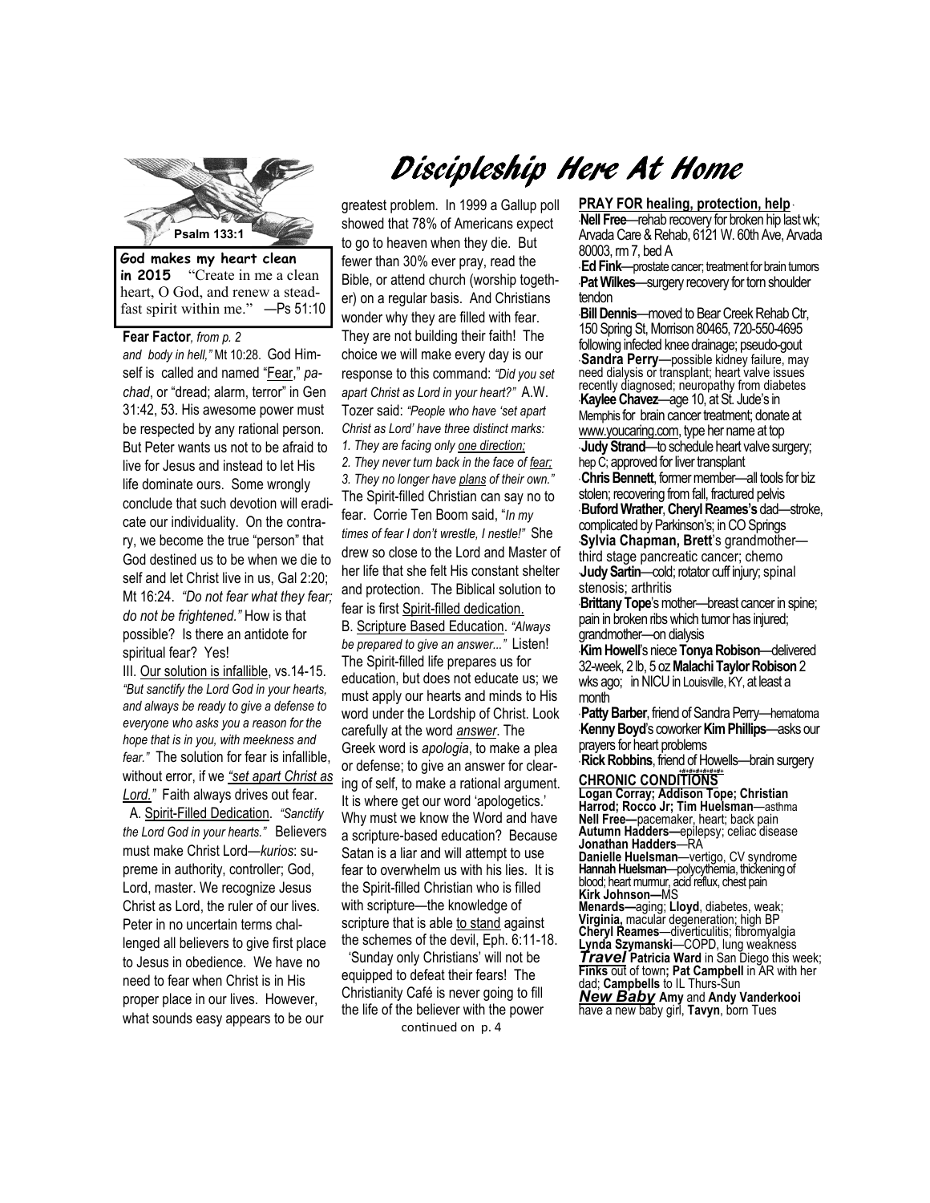# Discipleship Here At Home

Psalm 133:1

**God makes my heart clean in 2015** "Create in me a clean heart, O God, and renew a steadfast spirit within me." —Ps 51:10

**Fear Factor**, *from p. 2*

*and body in hell,"* Mt 10:28. God Himself is called and named "Fear," *pachad*, or "dread; alarm, terror" in Gen 31:42, 53. His awesome power must be respected by any rational person. But Peter wants us not to be afraid to live for Jesus and instead to let His life dominate ours. Some wrongly conclude that such devotion will eradicate our individuality. On the contrary, we become the true "person" that God destined us to be when we die to self and let Christ live in us, Gal 2:20; Mt 16:24. *"Do not fear what they fear; do not be frightened."* How is that possible? Is there an antidote for spiritual fear? Yes!

III. Our solution is infallible, vs.14-15. *"But sanctify the Lord God in your hearts, and always be ready to give a defense to everyone who asks you a reason for the hope that is in you, with meekness and fear."* The solution for fear is infallible, without error, if we *"set apart Christ as Lord."* Faith always drives out fear.

A. Spirit-Filled Dedication. *"Sanctify the Lord God in your hearts."* Believers must make Christ Lord—*kurios*: supreme in authority, controller; God, Lord, master. We recognize Jesus Christ as Lord, the ruler of our lives. Peter in no uncertain terms challenged all believers to give first place to Jesus in obedience. We have no need to fear when Christ is in His proper place in our lives. However, what sounds easy appears to be our greatest problem. In 1999 a Gallup poll showed that 78% of Americans expect to go to heaven when they die. But fewer than 30% ever pray, read the Bible, or attend church (worship together) on a regular basis. And Christians wonder why they are filled with fear. They are not building their faith! The choice we will make every day is our response to this command: *"Did you set apart Christ as Lord in your heart?"* A.W. Tozer said: *"People who have 'set apart Christ as Lord' have three distinct marks:*
*1. They are facing only one direction;*
*2. They never turn back in the face of fear;*
*3. They no longer have plans of their own."*
The Spirit-filled Christian can say no to fear. Corrie Ten Boom said, "*In my times of fear I don't wrestle, I nestle!"* She drew so close to the Lord and Master of her life that she felt His constant shelter and protection. The Biblical solution to fear is first Spirit-filled dedication.

B. Scripture Based Education. *"Always be prepared to give an answer..."* Listen! The Spirit-filled life prepares us for education, but does not educate us; we must apply our hearts and minds to His word under the Lordship of Christ. Look carefully at the word *answer*. The Greek word is *apologia*, to make a plea or defense; to give an answer for clearing of self, to make a rational argument. It is where get our word 'apologetics.' Why must we know the Word and have a scripture-based education? Because Satan is a liar and will attempt to use fear to overwhelm us with his lies. It is the Spirit-filled Christian who is filled with scripture—the knowledge of scripture that is able to stand against the schemes of the devil, Eph. 6:11-18.

'Sunday only Christians' will not be equipped to defeat their fears! The Christianity Café is never going to fill the life of the believer with the power

continued on p. 4

**PRAY FOR healing, protection, help**

- **Nell Free**—rehab recovery for broken hip last wk; Arvada Care & Rehab, 6121 W. 60th Ave, Arvada 80003, rm 7, bed A
- **Ed Fink**—prostate cancer; treatment for brain tumors
- **Pat Wilkes**—surgery recovery for torn shoulder tendon
- **Bill Dennis**—moved to Bear Creek Rehab Ctr, 150 Spring St, Morrison 80465, 720-550-4695 following infected knee drainage; pseudo-gout
- **Sandra Perry**—possible kidney failure, may need dialysis or transplant; heart valve issues recently diagnosed; neuropathy from diabetes
- **Kaylee Chavez**—age 10, at St. Jude's in Memphis for brain cancer treatment; donate at www.youcaring.com, type her name at top
- **Judy Strand**—to schedule heart valve surgery; hep C; approved for liver transplant
- **Chris Bennett**, former member—all tools for biz stolen; recovering from fall, fractured pelvis
- **Buford Wrather**, **Cheryl Reames's** dad—stroke, complicated by Parkinson's; in CO Springs
- **Sylvia Chapman, Brett**'s grandmother—third stage pancreatic cancer; chemo
- **Judy Sartin**—cold; rotator cuff injury; spinal stenosis; arthritis
- **Brittany Tope**'s mother—breast cancer in spine; pain in broken ribs which tumor has injured; grandmother—on dialysis
- **Kim Howell**'s niece **Tonya Robison**—delivered 32-week, 2 lb, 5 oz **Malachi Taylor Robison** 2 wks ago; in NICU in Louisville, KY, at least a month
- **Patty Barber**, friend of Sandra Perry—hematoma
- **Kenny Boyd**'s coworker **Kim Phillips**—asks our prayers for heart problems
- **Rick Robbins**, friend of Howells—brain surgery

**CHRONIC CONDITIONS**

**Logan Corray; Addison Tope; Christian Harrod; Rocco Jr; Tim Huelsman**—asthma
**Nell Free**—pacemaker, heart; back pain
**Autumn Hadders**—epilepsy; celiac disease
**Jonathan Hadders**—RA
**Danielle Huelsman**—vertigo, CV syndrome
**Hannah Huelsman**—polycythemia, thickening of blood; heart murmur, acid reflux, chest pain
**Kirk Johnson**—MS
**Menards**—aging; **Lloyd**, diabetes, weak; **Virginia,** macular degeneration; high BP
**Cheryl Reames**—diverticulitis; fibromyalgia
**Lynda Szymanski**—COPD, lung weakness

***Travel*** **Patricia Ward** in San Diego this week; **Finks** out of town; **Pat Campbell** in AR with her dad; **Campbells** to IL Thurs-Sun

***New Baby*** **Amy** and **Andy Vanderkooi** have a new baby girl, **Tavyn**, born Tues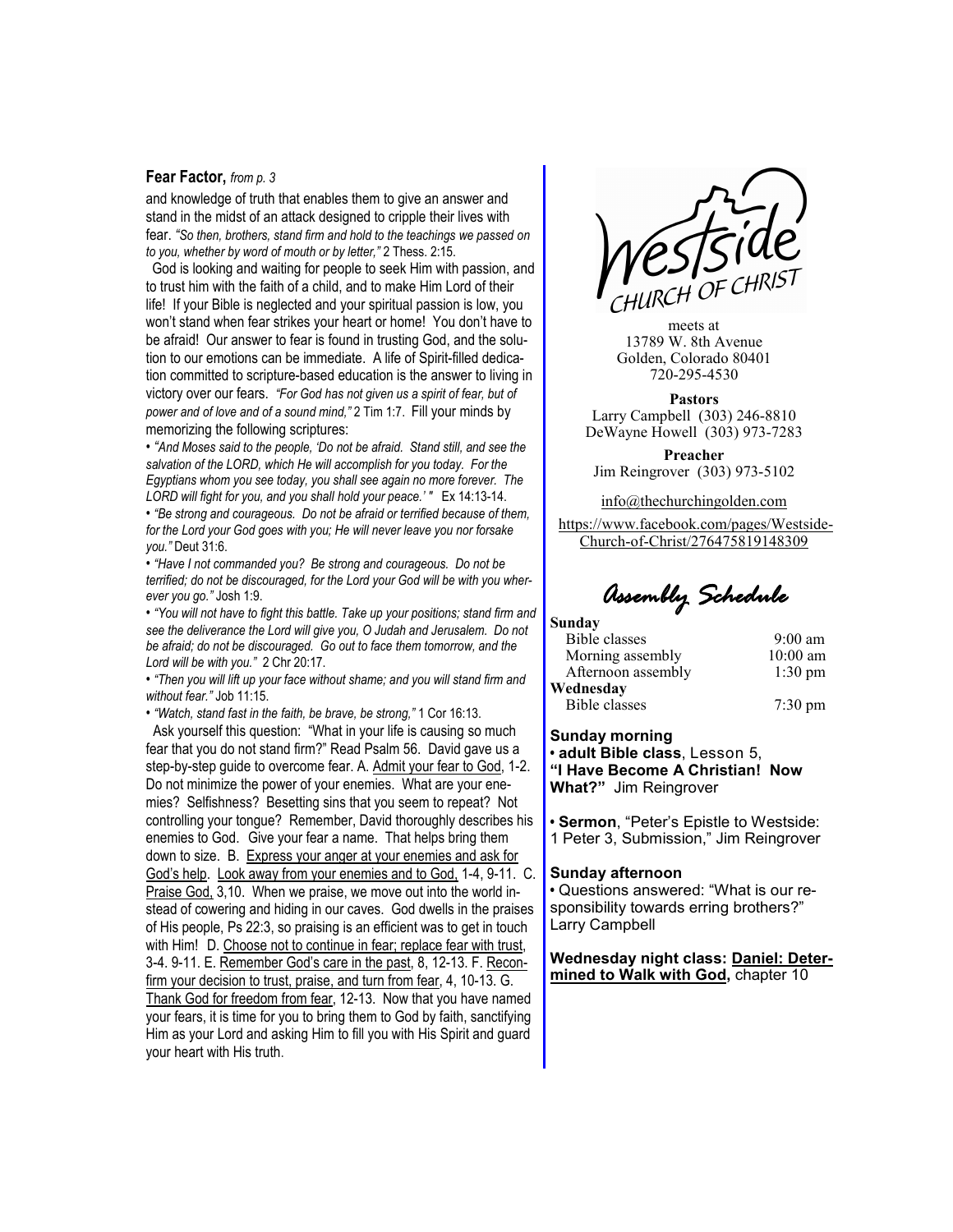**Fear Factor,** *from p. 3*

and knowledge of truth that enables them to give an answer and stand in the midst of an attack designed to cripple their lives with fear. *"So then, brothers, stand firm and hold to the teachings we passed on to you, whether by word of mouth or by letter,"* 2 Thess. 2:15.

God is looking and waiting for people to seek Him with passion, and to trust him with the faith of a child, and to make Him Lord of their life! If your Bible is neglected and your spiritual passion is low, you won't stand when fear strikes your heart or home! You don't have to be afraid! Our answer to fear is found in trusting God, and the solution to our emotions can be immediate. A life of Spirit-filled dedication committed to scripture-based education is the answer to living in victory over our fears. *"For God has not given us a spirit of fear, but of power and of love and of a sound mind,"* 2 Tim 1:7. Fill your minds by memorizing the following scriptures:

- *"And Moses said to the people, 'Do not be afraid. Stand still, and see the salvation of the LORD, which He will accomplish for you today. For the Egyptians whom you see today, you shall see again no more forever. The LORD will fight for you, and you shall hold your peace.' "* Ex 14:13-14.
- *"Be strong and courageous. Do not be afraid or terrified because of them, for the Lord your God goes with you; He will never leave you nor forsake you."* Deut 31:6.
- *"Have I not commanded you? Be strong and courageous. Do not be terrified; do not be discouraged, for the Lord your God will be with you wherever you go."* Josh 1:9.
- *"You will not have to fight this battle. Take up your positions; stand firm and see the deliverance the Lord will give you, O Judah and Jerusalem. Do not be afraid; do not be discouraged. Go out to face them tomorrow, and the Lord will be with you."* 2 Chr 20:17.
- *"Then you will lift up your face without shame; and you will stand firm and without fear."* Job 11:15.
- *"Watch, stand fast in the faith, be brave, be strong,"* 1 Cor 16:13.

Ask yourself this question: "What in your life is causing so much fear that you do not stand firm?" Read Psalm 56. David gave us a step-by-step guide to overcome fear. A. Admit your fear to God, 1-2. Do not minimize the power of your enemies. What are your enemies? Selfishness? Besetting sins that you seem to repeat? Not controlling your tongue? Remember, David thoroughly describes his enemies to God. Give your fear a name. That helps bring them down to size. B. Express your anger at your enemies and ask for God's help. Look away from your enemies and to God, 1-4, 9-11. C. Praise God, 3,10. When we praise, we move out into the world instead of cowering and hiding in our caves. God dwells in the praises of His people, Ps 22:3, so praising is an efficient was to get in touch with Him! D. Choose not to continue in fear; replace fear with trust, 3-4. 9-11. E. Remember God's care in the past, 8, 12-13. F. Reconfirm your decision to trust, praise, and turn from fear, 4, 10-13. G. Thank God for freedom from fear, 12-13. Now that you have named your fears, it is time for you to bring them to God by faith, sanctifying Him as your Lord and asking Him to fill you with His Spirit and guard your heart with His truth.

Westside CHURCH OF CHRIST

meets at
13789 W. 8th Avenue
Golden, Colorado 80401
720-295-4530

**Pastors**
Larry Campbell (303) 246-8810
DeWayne Howell (303) 973-7283

**Preacher**
Jim Reingrover (303) 973-5102

info@thechurchingolden.com

https://www.facebook.com/pages/Westside-Church-of-Christ/276475819148309

## *Assembly Schedule*

| | |
|---|---|
| **Sunday** | |
| Bible classes | 9:00 am |
| Morning assembly | 10:00 am |
| Afternoon assembly | 1:30 pm |
| **Wednesday** | |
| Bible classes | 7:30 pm |

**Sunday morning**

- **adult Bible class**, Lesson 5, **"I Have Become A Christian! Now What?"** Jim Reingrover
- **Sermon**, "Peter's Epistle to Westside: 1 Peter 3, Submission," Jim Reingrover

**Sunday afternoon**

- Questions answered: "What is our responsibility towards erring brothers?" Larry Campbell

**Wednesday night class: Daniel: Determined to Walk with God,** chapter 10